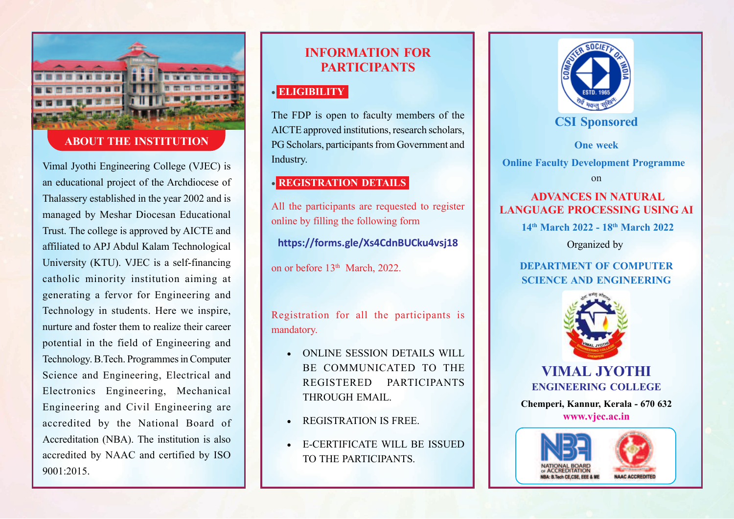## ABOUT THE INSTITUTION

Vimal Jyothi Engineering College (VJEC) is an educational project of the Archdiocese of Thalassery established in the year 2002 and is managed by Meshar Diocesan Educational Trust. The college is approved by AICTE and affiliated to APJ Abdul Kalam Technological University (KTU). VJEC is a self-financing catholic minority institution aiming at generating a fervor for Engineering and Technology in students. Here we inspire, nurture and foster them to realize their career potential in the field of Engineering and Technology. B.Tech. Programmes in Computer Science and Engineering, Electrical and Electronics Engineering, Mechanical Engineering and Civil Engineering are accredited by the National Board of Accreditation (NBA). The institution is also accredited by NAAC and certified by ISO 9001:2015.

## INFORMATION FOR PARTICIPANTS

- **ELIGIBILITY**

The FDP is open to faculty members of the AICTE approved institutions, research scholars, PG Scholars, participants from Government and Industry.

- **REGISTRATION DETAILS**

All the participants are requested to register online by filling the following form

**https://forms.gle/Xs4CdnBUCku4vsj18**

on or before 13th March, 2022.

Registration for all the participants is mandatory.

- ONLINE SESSION DETAILS WILL BE COMMUNICATED TO THE REGISTERED PARTICIPANTS THROUGH EMAIL.
- REGISTRATION IS FREE.
- E-CERTIFICATE WILL BE ISSUED TO THE PARTICIPANTS.

COMPUTER SOCIETY OF INDIA ESTD. 1965

## CSI Sponsored

**One week**

**Online Faculty Development Programme**

on

# ADVANCES IN NATURAL LANGUAGE PROCESSING USING AI

**14th March 2022 - 18th March 2022**

Organized by

**DEPARTMENT OF COMPUTER SCIENCE AND ENGINEERING**

# VIMAL JYOTHI
## ENGINEERING COLLEGE

**Chemperi, Kannur, Kerala - 670 632**

**www.vjec.ac.in**

NATIONAL BOARD OF ACCREDITATION
NBA: B.Tech CE,CSE, EEE & ME

NAAC ACCREDITED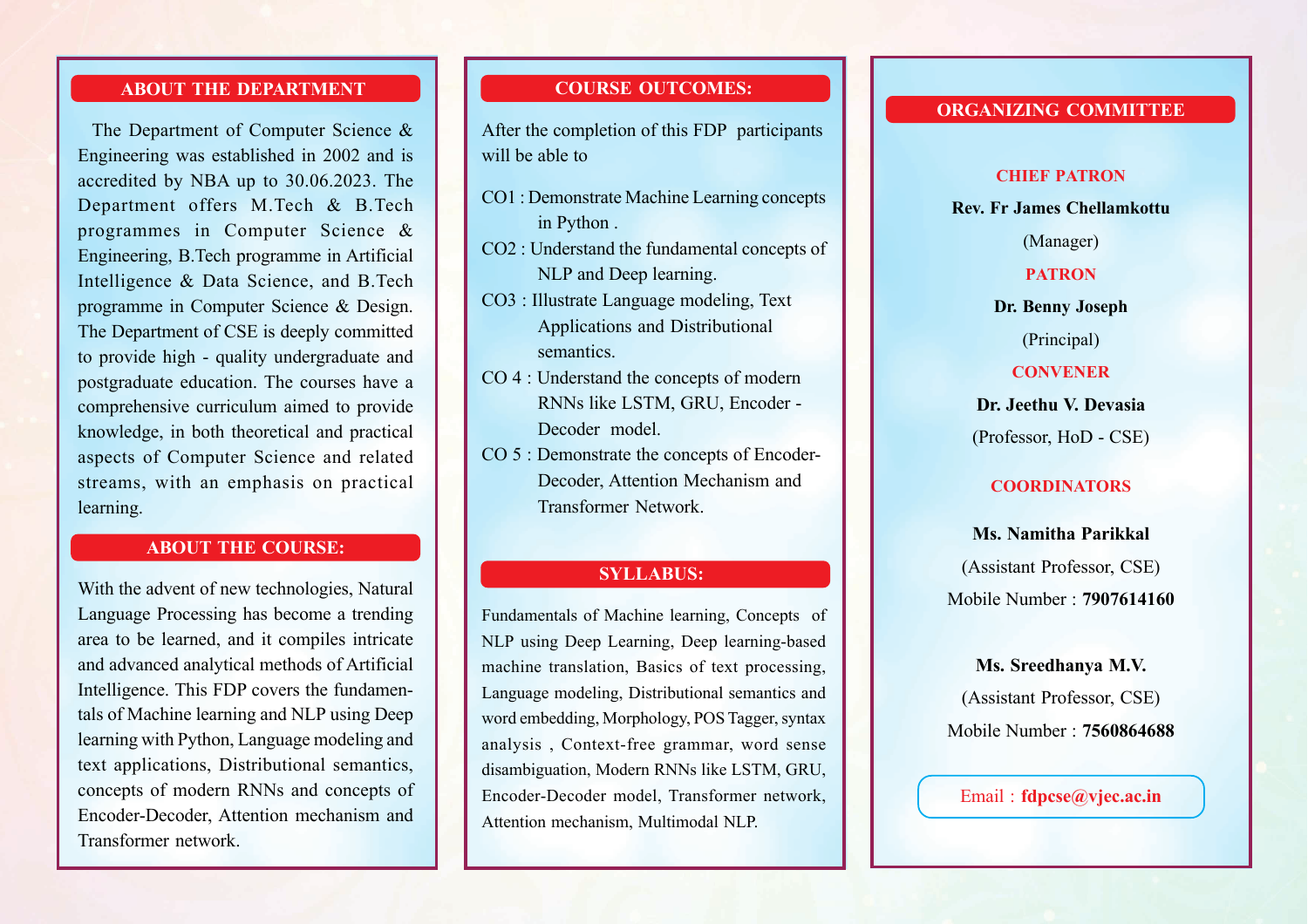## ABOUT THE DEPARTMENT

The Department of Computer Science & Engineering was established in 2002 and is accredited by NBA up to 30.06.2023. The Department offers M.Tech & B.Tech programmes in Computer Science & Engineering, B.Tech programme in Artificial Intelligence & Data Science, and B.Tech programme in Computer Science & Design. The Department of CSE is deeply committed to provide high - quality undergraduate and postgraduate education. The courses have a comprehensive curriculum aimed to provide knowledge, in both theoretical and practical aspects of Computer Science and related streams, with an emphasis on practical learning.

## ABOUT THE COURSE:

With the advent of new technologies, Natural Language Processing has become a trending area to be learned, and it compiles intricate and advanced analytical methods of Artificial Intelligence. This FDP covers the fundamentals of Machine learning and NLP using Deep learning with Python, Language modeling and text applications, Distributional semantics, concepts of modern RNNs and concepts of Encoder-Decoder, Attention mechanism and Transformer network.

## COURSE OUTCOMES:

After the completion of this FDP participants will be able to

- CO1 : Demonstrate Machine Learning concepts in Python .
- CO2 : Understand the fundamental concepts of NLP and Deep learning.
- CO3 : Illustrate Language modeling, Text Applications and Distributional semantics.
- CO 4 : Understand the concepts of modern RNNs like LSTM, GRU, Encoder - Decoder model.
- CO 5 : Demonstrate the concepts of Encoder-Decoder, Attention Mechanism and Transformer Network.

## SYLLABUS:

Fundamentals of Machine learning, Concepts of NLP using Deep Learning, Deep learning-based machine translation, Basics of text processing, Language modeling, Distributional semantics and word embedding, Morphology, POS Tagger, syntax analysis , Context-free grammar, word sense disambiguation, Modern RNNs like LSTM, GRU, Encoder-Decoder model, Transformer network, Attention mechanism, Multimodal NLP.

## ORGANIZING COMMITTEE

### CHIEF PATRON

**Rev. Fr James Chellamkottu**

(Manager)

### PATRON

**Dr. Benny Joseph**

(Principal)

### CONVENER

**Dr. Jeethu V. Devasia**

(Professor, HoD - CSE)

### COORDINATORS

**Ms. Namitha Parikkal**

(Assistant Professor, CSE)

Mobile Number : **7907614160**

**Ms. Sreedhanya M.V.**

(Assistant Professor, CSE)

Mobile Number : **7560864688**

Email : **fdpcse@vjec.ac.in**